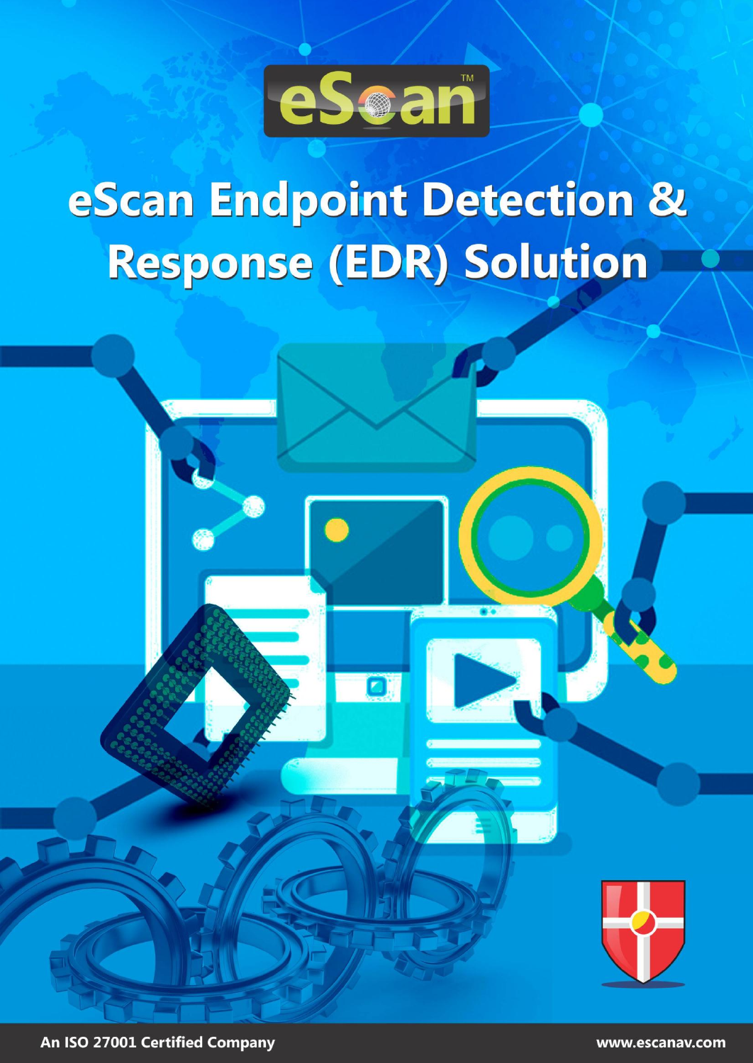# eScan Endpoint Detection & Response (EDR) Solution

An ISO 27001 Certified Company

www.escanav.com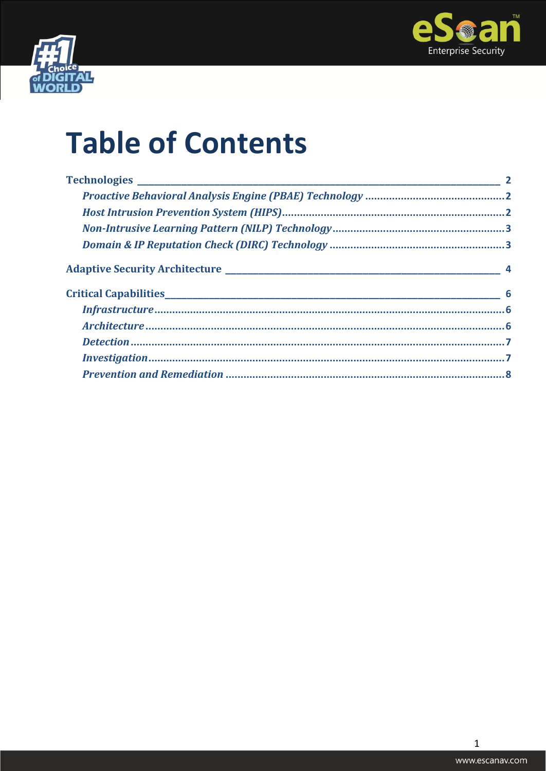# Table of Contents

- Technologies ........ 2
  - *Proactive Behavioral Analysis Engine (PBAE) Technology* ........ 2
  - *Host Intrusion Prevention System (HIPS)* ........ 2
  - *Non-Intrusive Learning Pattern (NILP) Technology* ........ 3
  - *Domain & IP Reputation Check (DIRC) Technology* ........ 3
- Adaptive Security Architecture ........ 4
- Critical Capabilities ........ 6
  - *Infrastructure* ........ 6
  - *Architecture* ........ 6
  - *Detection* ........ 7
  - *Investigation* ........ 7
  - *Prevention and Remediation* ........ 8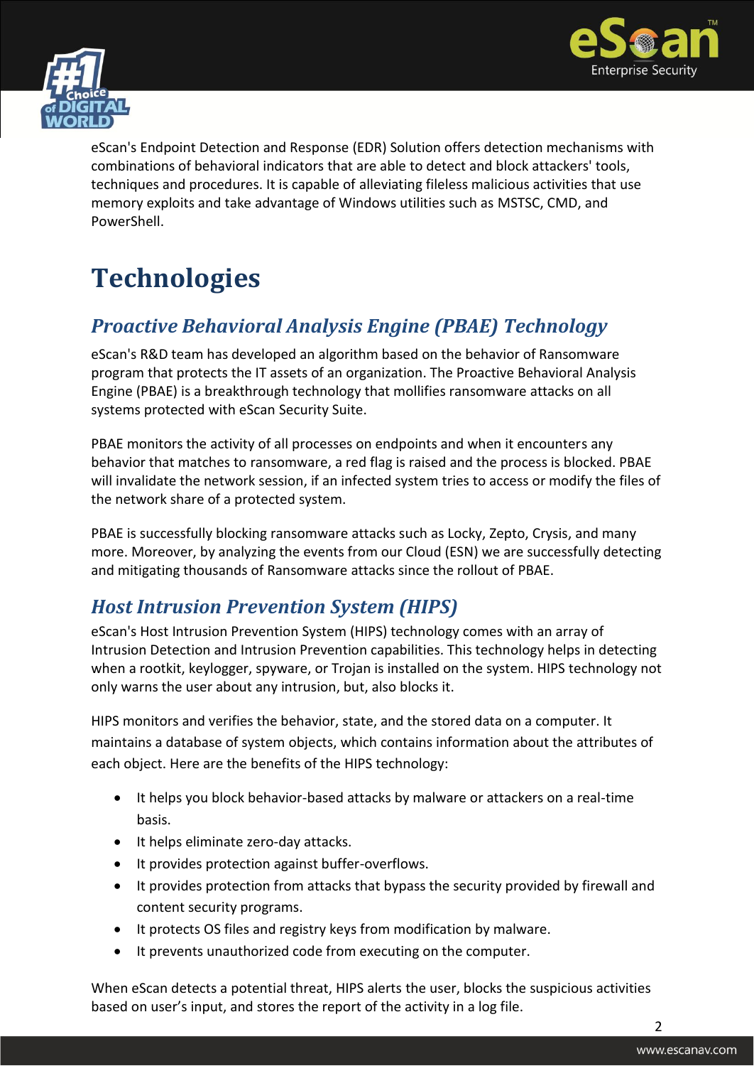eScan's Endpoint Detection and Response (EDR) Solution offers detection mechanisms with combinations of behavioral indicators that are able to detect and block attackers' tools, techniques and procedures. It is capable of alleviating fileless malicious activities that use memory exploits and take advantage of Windows utilities such as MSTSC, CMD, and PowerShell.

# Technologies

## *Proactive Behavioral Analysis Engine (PBAE) Technology*

eScan's R&D team has developed an algorithm based on the behavior of Ransomware program that protects the IT assets of an organization. The Proactive Behavioral Analysis Engine (PBAE) is a breakthrough technology that mollifies ransomware attacks on all systems protected with eScan Security Suite.

PBAE monitors the activity of all processes on endpoints and when it encounters any behavior that matches to ransomware, a red flag is raised and the process is blocked. PBAE will invalidate the network session, if an infected system tries to access or modify the files of the network share of a protected system.

PBAE is successfully blocking ransomware attacks such as Locky, Zepto, Crysis, and many more. Moreover, by analyzing the events from our Cloud (ESN) we are successfully detecting and mitigating thousands of Ransomware attacks since the rollout of PBAE.

## *Host Intrusion Prevention System (HIPS)*

eScan's Host Intrusion Prevention System (HIPS) technology comes with an array of Intrusion Detection and Intrusion Prevention capabilities. This technology helps in detecting when a rootkit, keylogger, spyware, or Trojan is installed on the system. HIPS technology not only warns the user about any intrusion, but, also blocks it.

HIPS monitors and verifies the behavior, state, and the stored data on a computer. It maintains a database of system objects, which contains information about the attributes of each object. Here are the benefits of the HIPS technology:

- It helps you block behavior-based attacks by malware or attackers on a real-time basis.
- It helps eliminate zero-day attacks.
- It provides protection against buffer-overflows.
- It provides protection from attacks that bypass the security provided by firewall and content security programs.
- It protects OS files and registry keys from modification by malware.
- It prevents unauthorized code from executing on the computer.

When eScan detects a potential threat, HIPS alerts the user, blocks the suspicious activities based on user's input, and stores the report of the activity in a log file.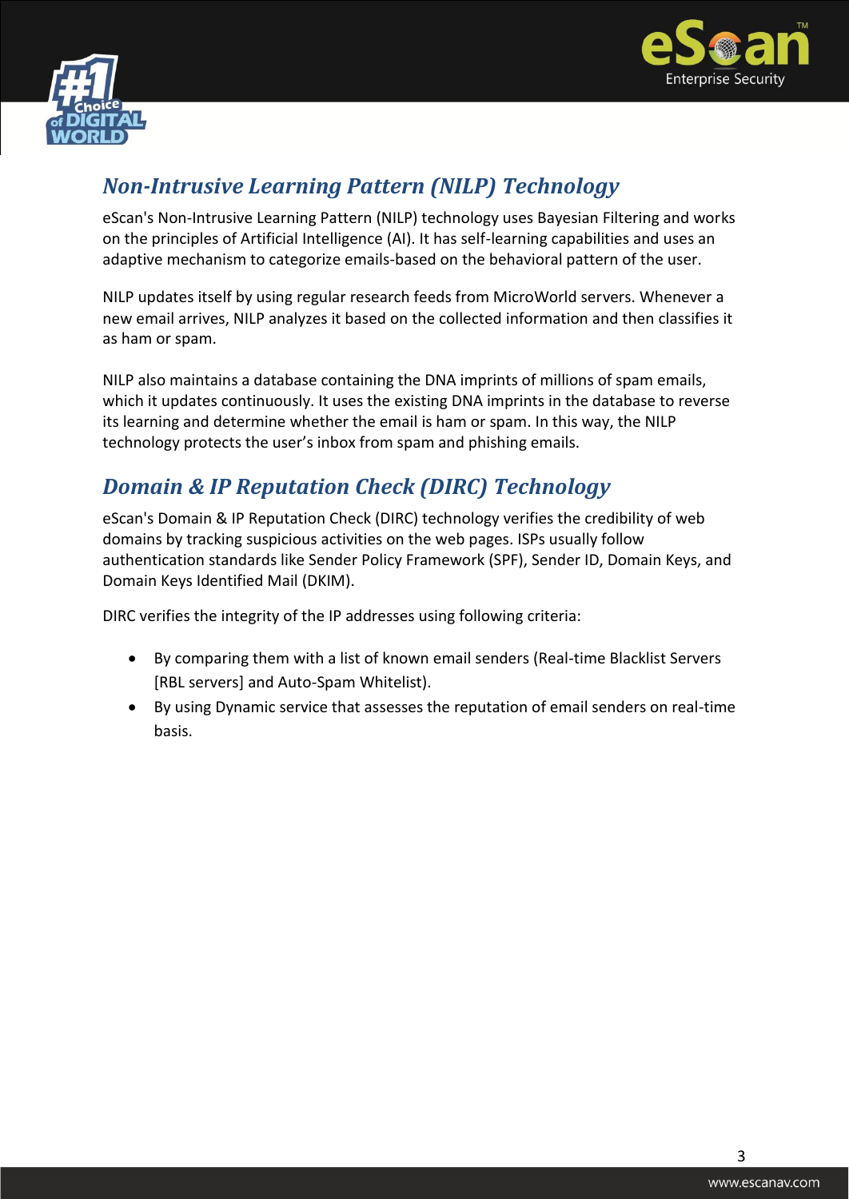## *Non-Intrusive Learning Pattern (NILP) Technology*

eScan's Non-Intrusive Learning Pattern (NILP) technology uses Bayesian Filtering and works on the principles of Artificial Intelligence (AI). It has self-learning capabilities and uses an adaptive mechanism to categorize emails-based on the behavioral pattern of the user.

NILP updates itself by using regular research feeds from MicroWorld servers. Whenever a new email arrives, NILP analyzes it based on the collected information and then classifies it as ham or spam.

NILP also maintains a database containing the DNA imprints of millions of spam emails, which it updates continuously. It uses the existing DNA imprints in the database to reverse its learning and determine whether the email is ham or spam. In this way, the NILP technology protects the user's inbox from spam and phishing emails.

## *Domain & IP Reputation Check (DIRC) Technology*

eScan's Domain & IP Reputation Check (DIRC) technology verifies the credibility of web domains by tracking suspicious activities on the web pages. ISPs usually follow authentication standards like Sender Policy Framework (SPF), Sender ID, Domain Keys, and Domain Keys Identified Mail (DKIM).

DIRC verifies the integrity of the IP addresses using following criteria:

- By comparing them with a list of known email senders (Real-time Blacklist Servers [RBL servers] and Auto-Spam Whitelist).
- By using Dynamic service that assesses the reputation of email senders on real-time basis.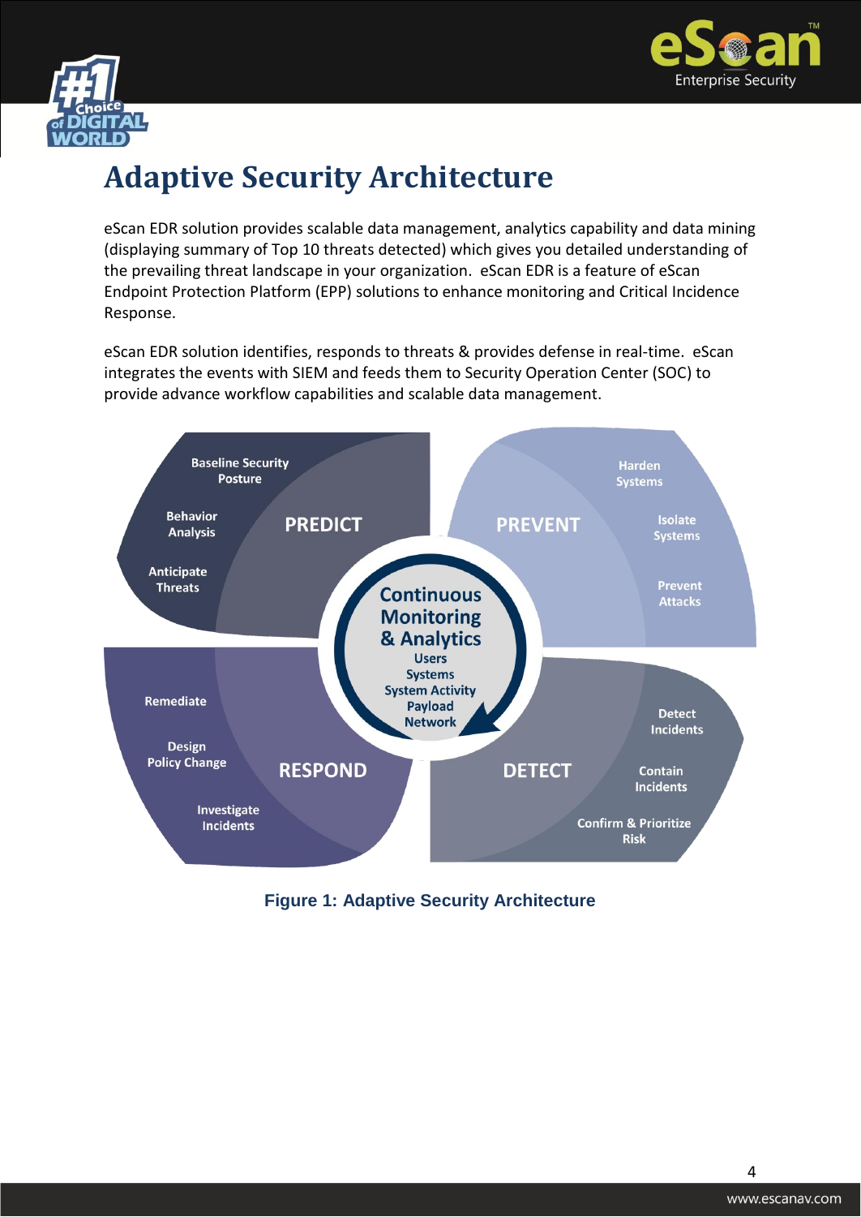# Adaptive Security Architecture

eScan EDR solution provides scalable data management, analytics capability and data mining (displaying summary of Top 10 threats detected) which gives you detailed understanding of the prevailing threat landscape in your organization. eScan EDR is a feature of eScan Endpoint Protection Platform (EPP) solutions to enhance monitoring and Critical Incidence Response.

eScan EDR solution identifies, responds to threats & provides defense in real-time. eScan integrates the events with SIEM and feeds them to Security Operation Center (SOC) to provide advance workflow capabilities and scalable data management.

**PREDICT**
- Baseline Security Posture
- Behavior Analysis
- Anticipate Threats

**PREVENT**
- Harden Systems
- Isolate Systems
- Prevent Attacks

**DETECT**
- Detect Incidents
- Contain Incidents
- Confirm & Prioritize Risk

**RESPOND**
- Remediate
- Design Policy Change
- Investigate Incidents

**Continuous Monitoring & Analytics**
- Users
- Systems
- System Activity
- Payload
- Network

**Figure 1: Adaptive Security Architecture**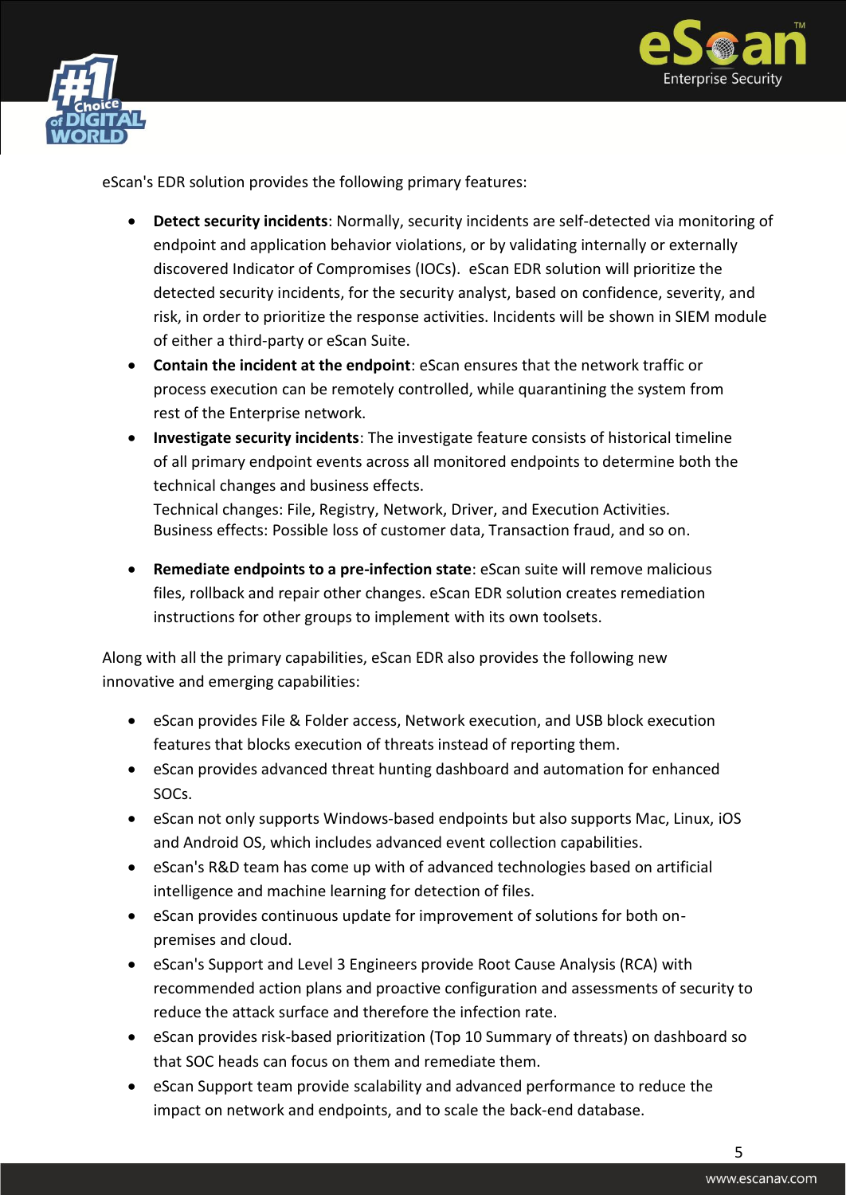eScan's EDR solution provides the following primary features:

- **Detect security incidents**: Normally, security incidents are self-detected via monitoring of endpoint and application behavior violations, or by validating internally or externally discovered Indicator of Compromises (IOCs). eScan EDR solution will prioritize the detected security incidents, for the security analyst, based on confidence, severity, and risk, in order to prioritize the response activities. Incidents will be shown in SIEM module of either a third-party or eScan Suite.
- **Contain the incident at the endpoint**: eScan ensures that the network traffic or process execution can be remotely controlled, while quarantining the system from rest of the Enterprise network.
- **Investigate security incidents**: The investigate feature consists of historical timeline of all primary endpoint events across all monitored endpoints to determine both the technical changes and business effects.
  Technical changes: File, Registry, Network, Driver, and Execution Activities.
  Business effects: Possible loss of customer data, Transaction fraud, and so on.
- **Remediate endpoints to a pre-infection state**: eScan suite will remove malicious files, rollback and repair other changes. eScan EDR solution creates remediation instructions for other groups to implement with its own toolsets.

Along with all the primary capabilities, eScan EDR also provides the following new innovative and emerging capabilities:

- eScan provides File & Folder access, Network execution, and USB block execution features that blocks execution of threats instead of reporting them.
- eScan provides advanced threat hunting dashboard and automation for enhanced SOCs.
- eScan not only supports Windows-based endpoints but also supports Mac, Linux, iOS and Android OS, which includes advanced event collection capabilities.
- eScan's R&D team has come up with of advanced technologies based on artificial intelligence and machine learning for detection of files.
- eScan provides continuous update for improvement of solutions for both on-premises and cloud.
- eScan's Support and Level 3 Engineers provide Root Cause Analysis (RCA) with recommended action plans and proactive configuration and assessments of security to reduce the attack surface and therefore the infection rate.
- eScan provides risk-based prioritization (Top 10 Summary of threats) on dashboard so that SOC heads can focus on them and remediate them.
- eScan Support team provide scalability and advanced performance to reduce the impact on network and endpoints, and to scale the back-end database.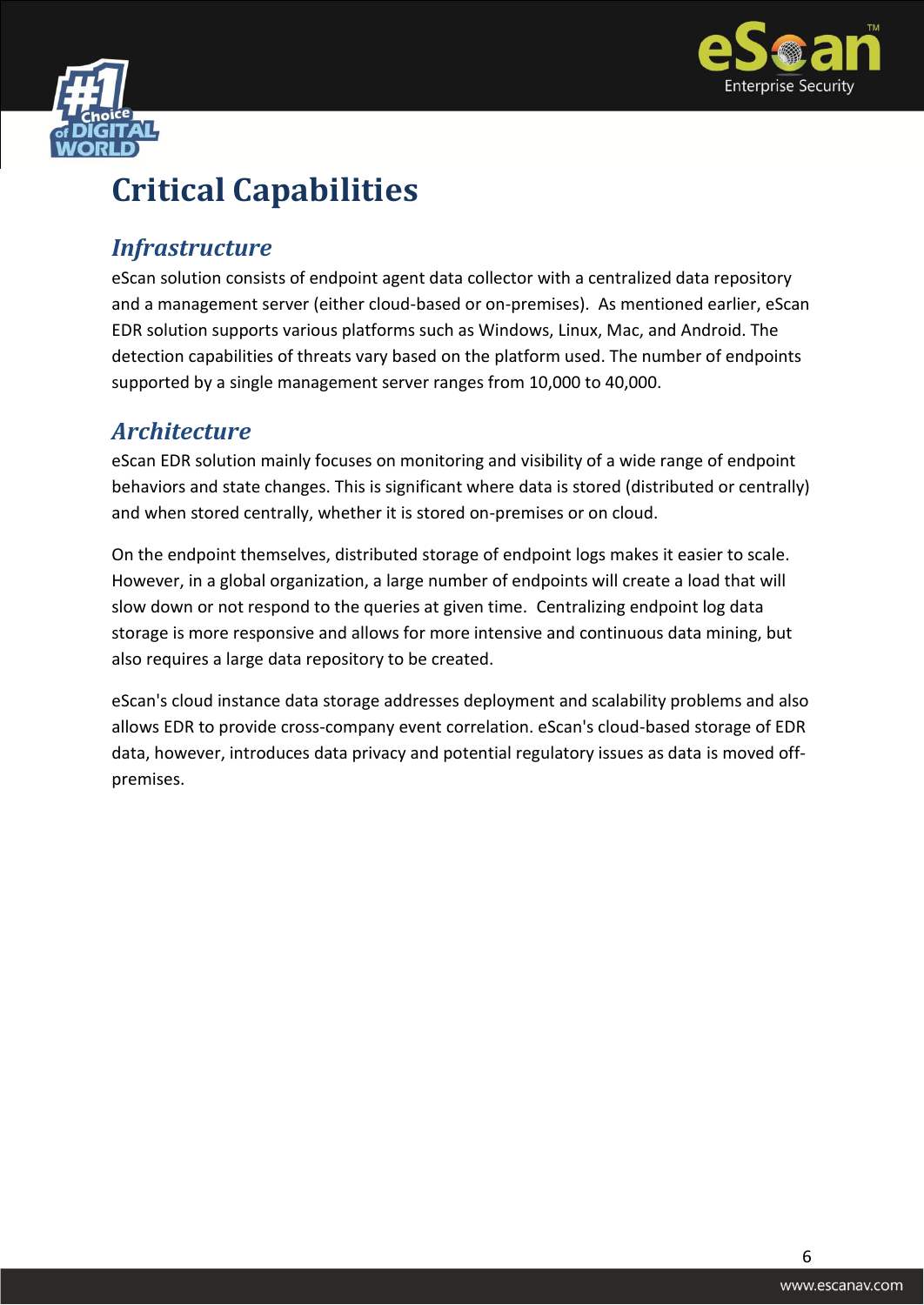# Critical Capabilities

## *Infrastructure*

eScan solution consists of endpoint agent data collector with a centralized data repository and a management server (either cloud-based or on-premises). As mentioned earlier, eScan EDR solution supports various platforms such as Windows, Linux, Mac, and Android. The detection capabilities of threats vary based on the platform used. The number of endpoints supported by a single management server ranges from 10,000 to 40,000.

## *Architecture*

eScan EDR solution mainly focuses on monitoring and visibility of a wide range of endpoint behaviors and state changes. This is significant where data is stored (distributed or centrally) and when stored centrally, whether it is stored on-premises or on cloud.

On the endpoint themselves, distributed storage of endpoint logs makes it easier to scale. However, in a global organization, a large number of endpoints will create a load that will slow down or not respond to the queries at given time. Centralizing endpoint log data storage is more responsive and allows for more intensive and continuous data mining, but also requires a large data repository to be created.

eScan's cloud instance data storage addresses deployment and scalability problems and also allows EDR to provide cross-company event correlation. eScan's cloud-based storage of EDR data, however, introduces data privacy and potential regulatory issues as data is moved off-premises.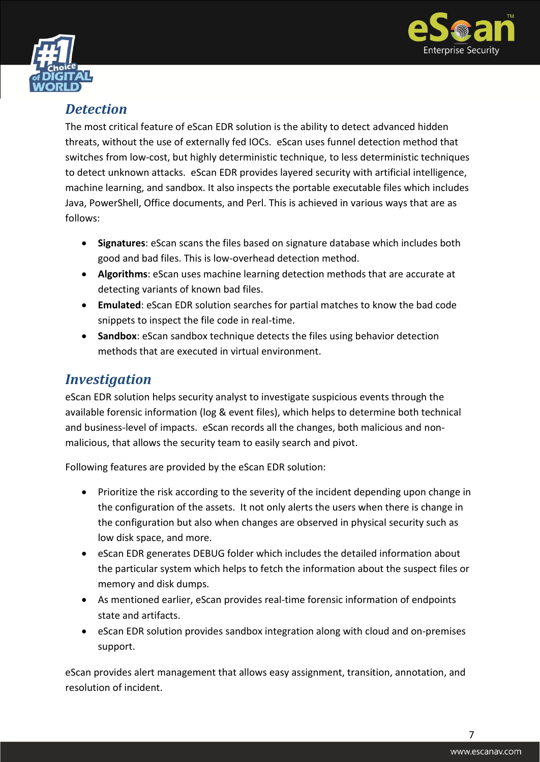## *Detection*

The most critical feature of eScan EDR solution is the ability to detect advanced hidden threats, without the use of externally fed IOCs. eScan uses funnel detection method that switches from low-cost, but highly deterministic technique, to less deterministic techniques to detect unknown attacks. eScan EDR provides layered security with artificial intelligence, machine learning, and sandbox. It also inspects the portable executable files which includes Java, PowerShell, Office documents, and Perl. This is achieved in various ways that are as follows:

- **Signatures**: eScan scans the files based on signature database which includes both good and bad files. This is low-overhead detection method.
- **Algorithms**: eScan uses machine learning detection methods that are accurate at detecting variants of known bad files.
- **Emulated**: eScan EDR solution searches for partial matches to know the bad code snippets to inspect the file code in real-time.
- **Sandbox**: eScan sandbox technique detects the files using behavior detection methods that are executed in virtual environment.

## *Investigation*

eScan EDR solution helps security analyst to investigate suspicious events through the available forensic information (log & event files), which helps to determine both technical and business-level of impacts. eScan records all the changes, both malicious and non-malicious, that allows the security team to easily search and pivot.

Following features are provided by the eScan EDR solution:

- Prioritize the risk according to the severity of the incident depending upon change in the configuration of the assets. It not only alerts the users when there is change in the configuration but also when changes are observed in physical security such as low disk space, and more.
- eScan EDR generates DEBUG folder which includes the detailed information about the particular system which helps to fetch the information about the suspect files or memory and disk dumps.
- As mentioned earlier, eScan provides real-time forensic information of endpoints state and artifacts.
- eScan EDR solution provides sandbox integration along with cloud and on-premises support.

eScan provides alert management that allows easy assignment, transition, annotation, and resolution of incident.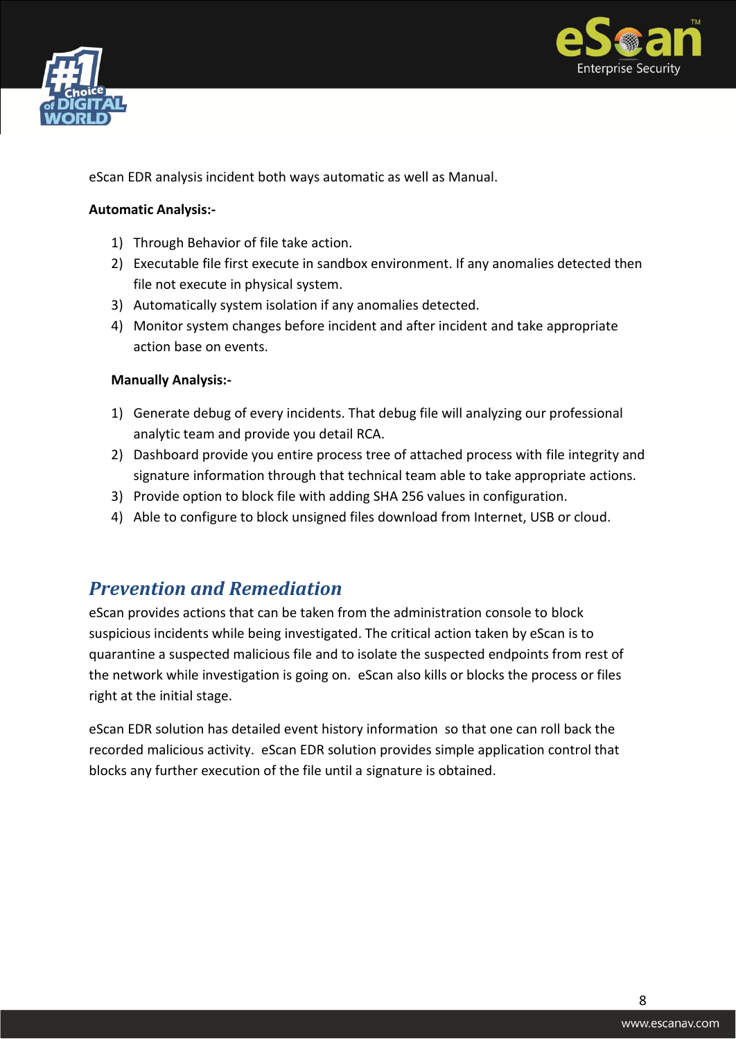eScan EDR analysis incident both ways automatic as well as Manual.

**Automatic Analysis:-**

1) Through Behavior of file take action.
2) Executable file first execute in sandbox environment. If any anomalies detected then file not execute in physical system.
3) Automatically system isolation if any anomalies detected.
4) Monitor system changes before incident and after incident and take appropriate action base on events.

**Manually Analysis:-**

1) Generate debug of every incidents. That debug file will analyzing our professional analytic team and provide you detail RCA.
2) Dashboard provide you entire process tree of attached process with file integrity and signature information through that technical team able to take appropriate actions.
3) Provide option to block file with adding SHA 256 values in configuration.
4) Able to configure to block unsigned files download from Internet, USB or cloud.

## *Prevention and Remediation*

eScan provides actions that can be taken from the administration console to block suspicious incidents while being investigated. The critical action taken by eScan is to quarantine a suspected malicious file and to isolate the suspected endpoints from rest of the network while investigation is going on. eScan also kills or blocks the process or files right at the initial stage.

eScan EDR solution has detailed event history information so that one can roll back the recorded malicious activity. eScan EDR solution provides simple application control that blocks any further execution of the file until a signature is obtained.